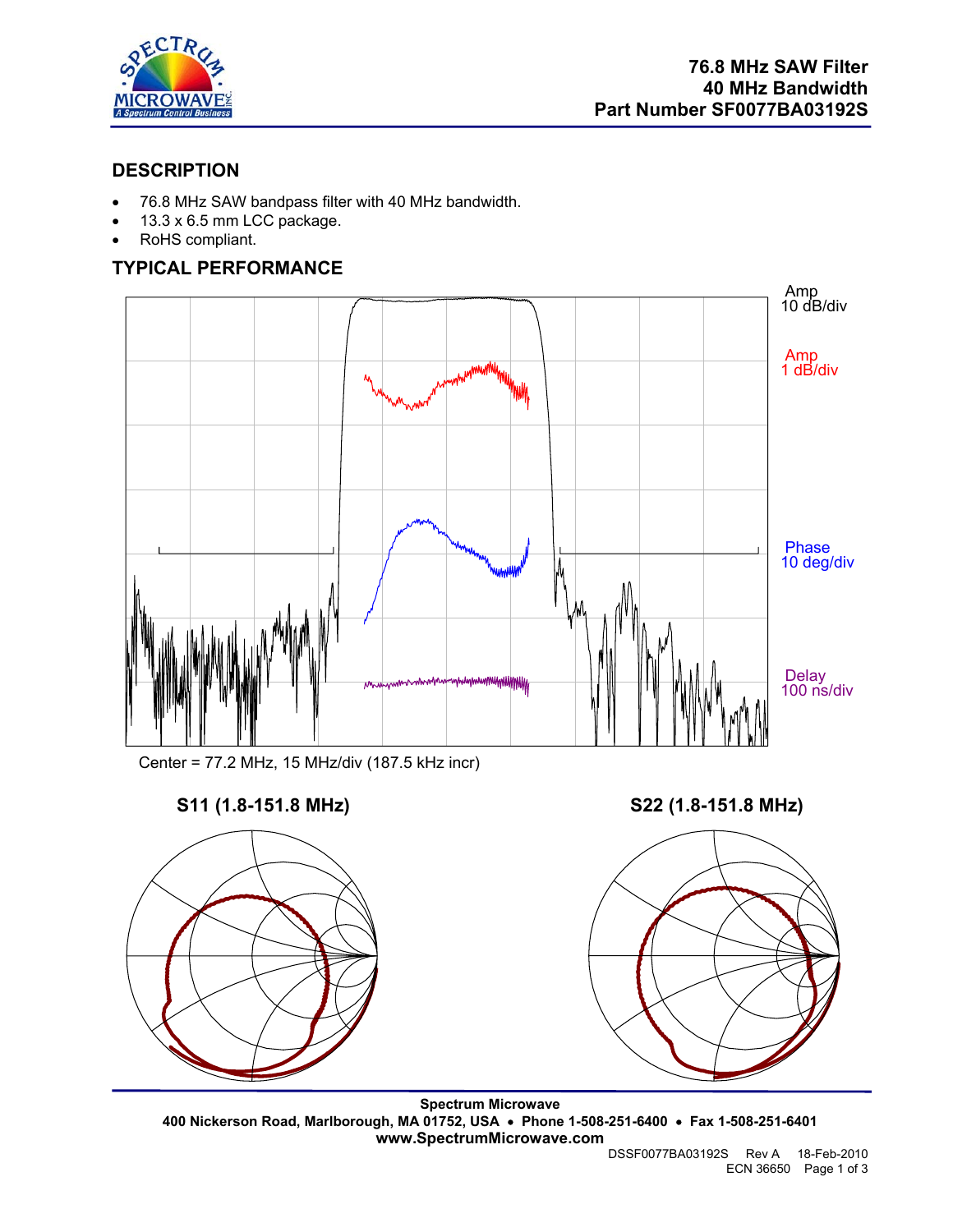**76.8 MHz SAW Filter**
**40 MHz Bandwidth**
**Part Number SF0077BA03192S**

## DESCRIPTION

- 76.8 MHz SAW bandpass filter with 40 MHz bandwidth.
- 13.3 x 6.5 mm LCC package.
- RoHS compliant.

## TYPICAL PERFORMANCE

Amp 10 dB/div

Amp 1 dB/div

Phase 10 deg/div

Delay 100 ns/div

Center = 77.2 MHz, 15 MHz/div (187.5 kHz incr)

**S11 (1.8-151.8 MHz)**

**S22 (1.8-151.8 MHz)**

**Spectrum Microwave**
**400 Nickerson Road, Marlborough, MA 01752, USA • Phone 1-508-251-6400 • Fax 1-508-251-6401**
**www.SpectrumMicrowave.com**

DSSF0077BA03192S Rev A 18-Feb-2010
ECN 36650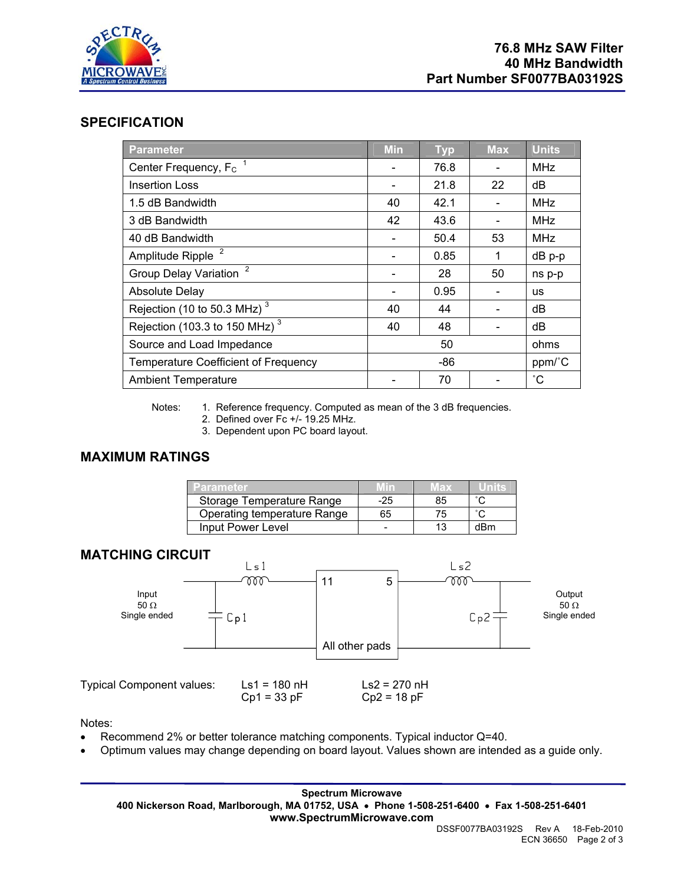# 76.8 MHz SAW Filter
# 40 MHz Bandwidth
# Part Number SF0077BA03192S

## SPECIFICATION

| Parameter | Min | Typ | Max | Units |
|---|---|---|---|---|
| Center Frequency, $F_C$ [1] | - | 76.8 | - | MHz |
| Insertion Loss | - | 21.8 | 22 | dB |
| 1.5 dB Bandwidth | 40 | 42.1 | - | MHz |
| 3 dB Bandwidth | 42 | 43.6 | - | MHz |
| 40 dB Bandwidth | - | 50.4 | 53 | MHz |
| Amplitude Ripple [2] | - | 0.85 | 1 | dB p-p |
| Group Delay Variation [2] | - | 28 | 50 | ns p-p |
| Absolute Delay | - | 0.95 | - | us |
| Rejection (10 to 50.3 MHz) [3] | 40 | 44 | - | dB |
| Rejection (103.3 to 150 MHz) [3] | 40 | 48 | - | dB |
| Source and Load Impedance | | 50 | | ohms |
| Temperature Coefficient of Frequency | | -86 | | ppm/˚C |
| Ambient Temperature | - | 70 | - | ˚C |

Notes:
1. Reference frequency. Computed as mean of the 3 dB frequencies.
2. Defined over Fc +/- 19.25 MHz.
3. Dependent upon PC board layout.

## MAXIMUM RATINGS

| Parameter | Min | Max | Units |
|---|---|---|---|
| Storage Temperature Range | -25 | 85 | ˚C |
| Operating temperature Range | 65 | 75 | ˚C |
| Input Power Level | - | 13 | dBm |

## MATCHING CIRCUIT

Input 50 Ω Single ended — Ls1 — Cp1 — [11 / 5, All other pads] — Ls2 — Cp2 — Output 50 Ω Single ended

| Typical Component values: | Ls1 = 180 nH | Ls2 = 270 nH |
|---|---|---|
| | Cp1 = 33 pF | Cp2 = 18 pF |

Notes:
- Recommend 2% or better tolerance matching components. Typical inductor Q=40.
- Optimum values may change depending on board layout. Values shown are intended as a guide only.

**Spectrum Microwave**
**400 Nickerson Road, Marlborough, MA 01752, USA • Phone 1-508-251-6400 • Fax 1-508-251-6401**
**www.SpectrumMicrowave.com**

DSSF0077BA03192S Rev A 18-Feb-2010
ECN 36650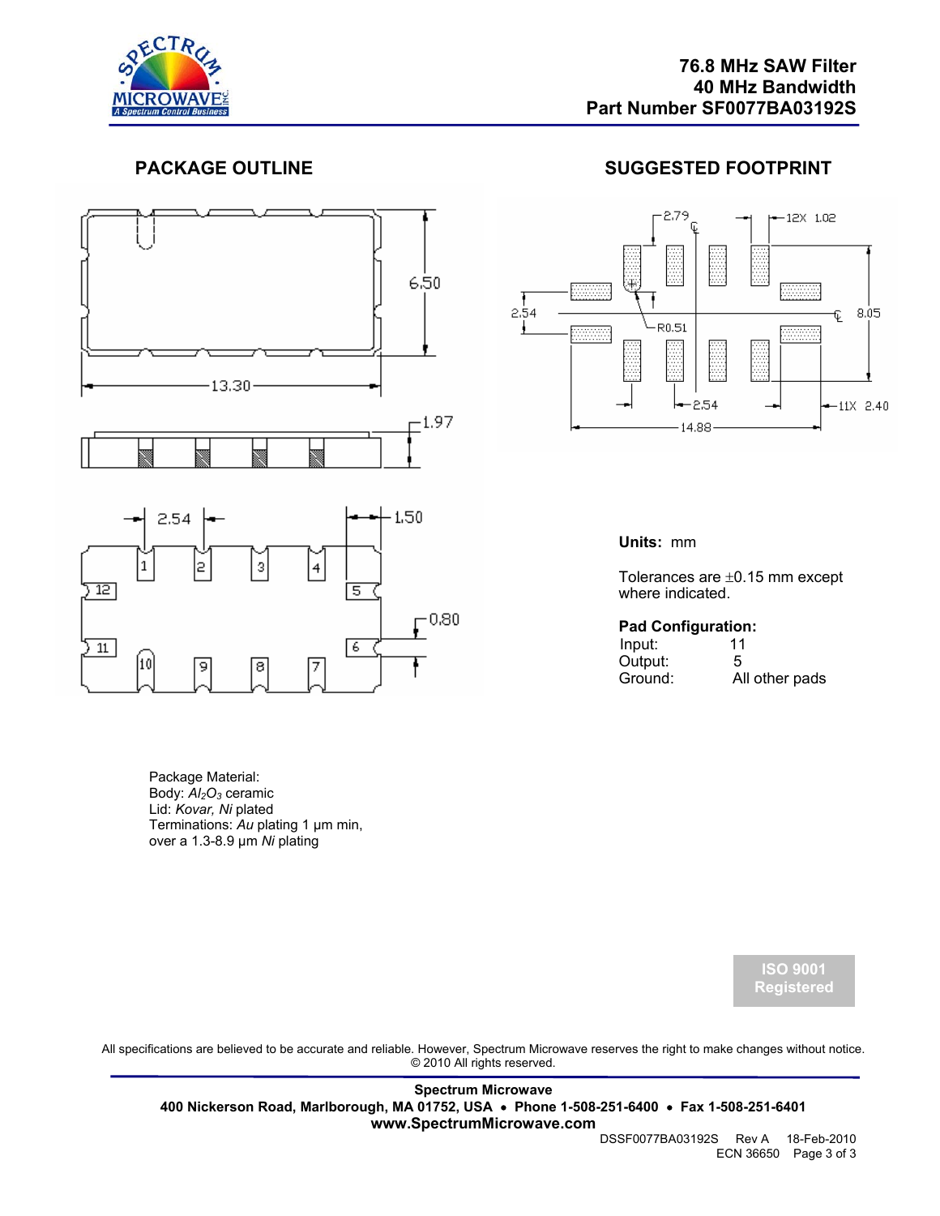**76.8 MHz SAW Filter**
**40 MHz Bandwidth**
**Part Number SF0077BA03192S**

## PACKAGE OUTLINE

6.50
13.30
1.97
2.54
1.50
0.80
1
2
3
4
12
5
11
6
10
9
8
7

## SUGGESTED FOOTPRINT

2.79
12X 1.02
2.54
R0.51
8.05
2.54
11X 2.40
14.88

**Units:** mm

Tolerances are ±0.15 mm except where indicated.

**Pad Configuration:**

| | |
|---|---|
| Input: | 11 |
| Output: | 5 |
| Ground: | All other pads |

Package Material:
Body: $Al_2O_3$ ceramic
Lid: *Kovar, Ni* plated
Terminations: *Au* plating 1 µm min, over a 1.3-8.9 µm *Ni* plating

ISO 9001 Registered

All specifications are believed to be accurate and reliable. However, Spectrum Microwave reserves the right to make changes without notice.
© 2010 All rights reserved.

**Spectrum Microwave**
**400 Nickerson Road, Marlborough, MA 01752, USA • Phone 1-508-251-6400 • Fax 1-508-251-6401**
**www.SpectrumMicrowave.com**

DSSF0077BA03192S Rev A 18-Feb-2010
ECN 36650